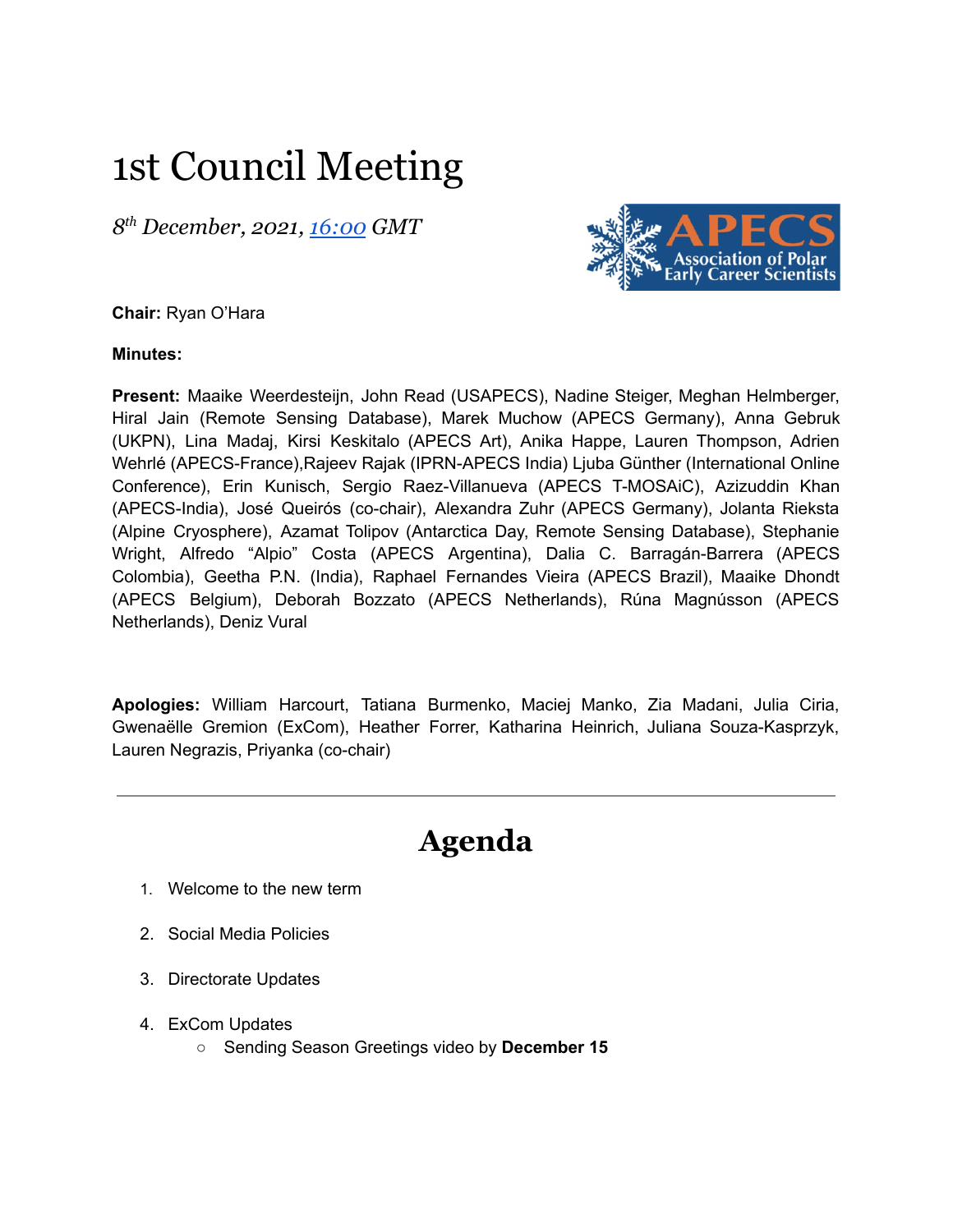# 1st Council Meeting

*8th December, 2021, [16:00](#) GMT*

**Chair:** Ryan O'Hara

**Minutes:**

**Present:** Maaike Weerdesteijn, John Read (USAPECS), Nadine Steiger, Meghan Helmberger, Hiral Jain (Remote Sensing Database), Marek Muchow (APECS Germany), Anna Gebruk (UKPN), Lina Madaj, Kirsi Keskitalo (APECS Art), Anika Happe, Lauren Thompson, Adrien Wehrlé (APECS-France),Rajeev Rajak (IPRN-APECS India) Ljuba Günther (International Online Conference), Erin Kunisch, Sergio Raez-Villanueva (APECS T-MOSAiC), Azizuddin Khan (APECS-India), José Queirós (co-chair), Alexandra Zuhr (APECS Germany), Jolanta Rieksta (Alpine Cryosphere), Azamat Tolipov (Antarctica Day, Remote Sensing Database), Stephanie Wright, Alfredo "Alpio" Costa (APECS Argentina), Dalia C. Barragán-Barrera (APECS Colombia), Geetha P.N. (India), Raphael Fernandes Vieira (APECS Brazil), Maaike Dhondt (APECS Belgium), Deborah Bozzato (APECS Netherlands), Rúna Magnússon (APECS Netherlands), Deniz Vural

**Apologies:** William Harcourt, Tatiana Burmenko, Maciej Manko, Zia Madani, Julia Ciria, Gwenaëlle Gremion (ExCom), Heather Forrer, Katharina Heinrich, Juliana Souza-Kasprzyk, Lauren Negrazis, Priyanka (co-chair)

---

## Agenda

1. Welcome to the new term
2. Social Media Policies
3. Directorate Updates
4. ExCom Updates
   - Sending Season Greetings video by **December 15**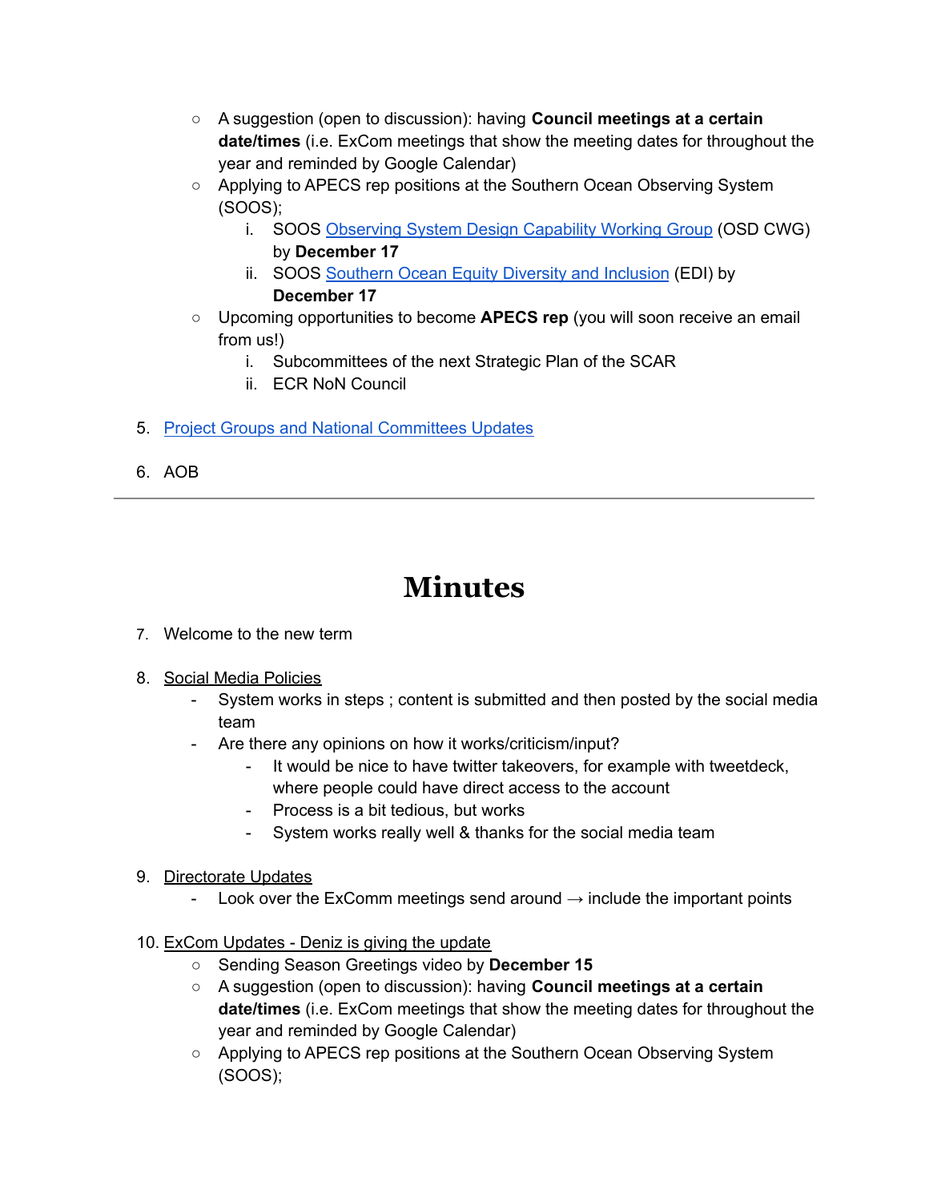- A suggestion (open to discussion): having **Council meetings at a certain date/times** (i.e. ExCom meetings that show the meeting dates for throughout the year and reminded by Google Calendar)
- Applying to APECS rep positions at the Southern Ocean Observing System (SOOS);
    i. SOOS [Observing System Design Capability Working Group]() (OSD CWG) by **December 17**
    ii. SOOS [Southern Ocean Equity Diversity and Inclusion]() (EDI) by **December 17**
- Upcoming opportunities to become **APECS rep** (you will soon receive an email from us!)
    i. Subcommittees of the next Strategic Plan of the SCAR
    ii. ECR NoN Council

5. [Project Groups and National Committees Updates]()

6. AOB

---

# Minutes

7. Welcome to the new term

8. Social Media Policies
    - System works in steps ; content is submitted and then posted by the social media team
    - Are there any opinions on how it works/criticism/input?
        - It would be nice to have twitter takeovers, for example with tweetdeck, where people could have direct access to the account
        - Process is a bit tedious, but works
        - System works really well & thanks for the social media team

9. Directorate Updates
    - Look over the ExComm meetings send around → include the important points

10. ExCom Updates - Deniz is giving the update
    - Sending Season Greetings video by **December 15**
    - A suggestion (open to discussion): having **Council meetings at a certain date/times** (i.e. ExCom meetings that show the meeting dates for throughout the year and reminded by Google Calendar)
    - Applying to APECS rep positions at the Southern Ocean Observing System (SOOS);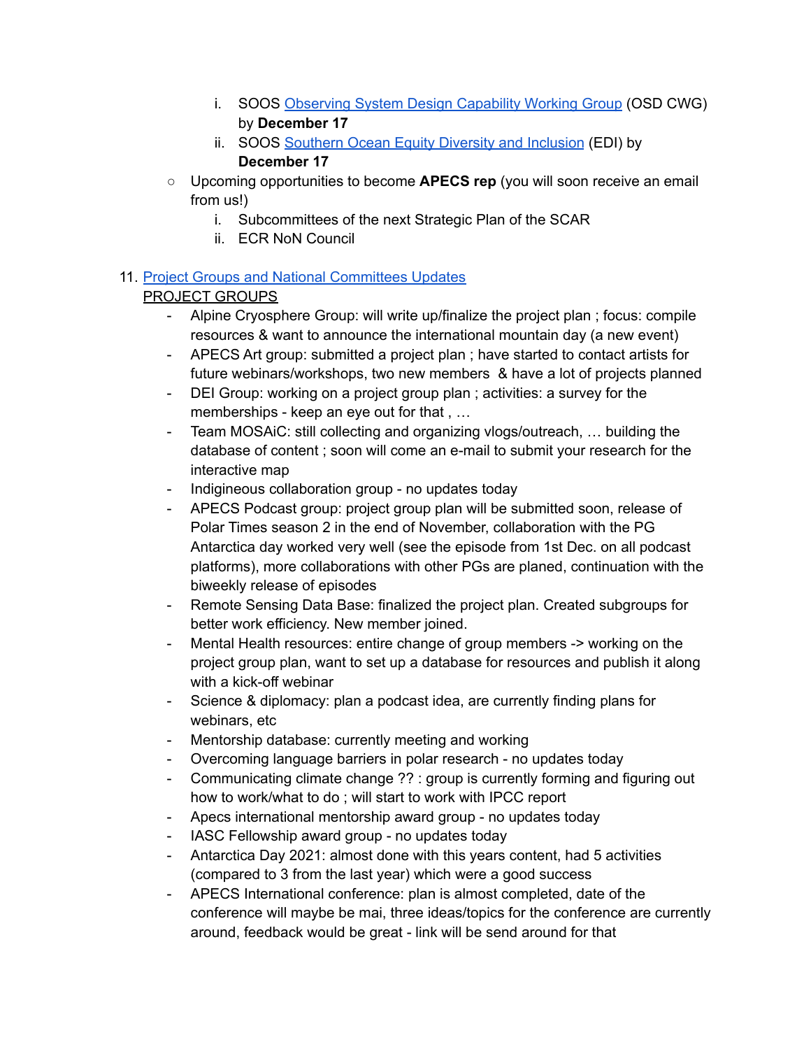i. SOOS Observing System Design Capability Working Group (OSD CWG) by **December 17**
        ii. SOOS Southern Ocean Equity Diversity and Inclusion (EDI) by **December 17**
    - Upcoming opportunities to become **APECS rep** (you will soon receive an email from us!)
        i. Subcommittees of the next Strategic Plan of the SCAR
        ii. ECR NoN Council

11. Project Groups and National Committees Updates

    PROJECT GROUPS

    - Alpine Cryosphere Group: will write up/finalize the project plan ; focus: compile resources & want to announce the international mountain day (a new event)
    - APECS Art group: submitted a project plan ; have started to contact artists for future webinars/workshops, two new members & have a lot of projects planned
    - DEI Group: working on a project group plan ; activities: a survey for the memberships - keep an eye out for that , …
    - Team MOSAiC: still collecting and organizing vlogs/outreach, … building the database of content ; soon will come an e-mail to submit your research for the interactive map
    - Indigineous collaboration group - no updates today
    - APECS Podcast group: project group plan will be submitted soon, release of Polar Times season 2 in the end of November, collaboration with the PG Antarctica day worked very well (see the episode from 1st Dec. on all podcast platforms), more collaborations with other PGs are planed, continuation with the biweekly release of episodes
    - Remote Sensing Data Base: finalized the project plan. Created subgroups for better work efficiency. New member joined.
    - Mental Health resources: entire change of group members -> working on the project group plan, want to set up a database for resources and publish it along with a kick-off webinar
    - Science & diplomacy: plan a podcast idea, are currently finding plans for webinars, etc
    - Mentorship database: currently meeting and working
    - Overcoming language barriers in polar research - no updates today
    - Communicating climate change ?? : group is currently forming and figuring out how to work/what to do ; will start to work with IPCC report
    - Apecs international mentorship award group - no updates today
    - IASC Fellowship award group - no updates today
    - Antarctica Day 2021: almost done with this years content, had 5 activities (compared to 3 from the last year) which were a good success
    - APECS International conference: plan is almost completed, date of the conference will maybe be mai, three ideas/topics for the conference are currently around, feedback would be great - link will be send around for that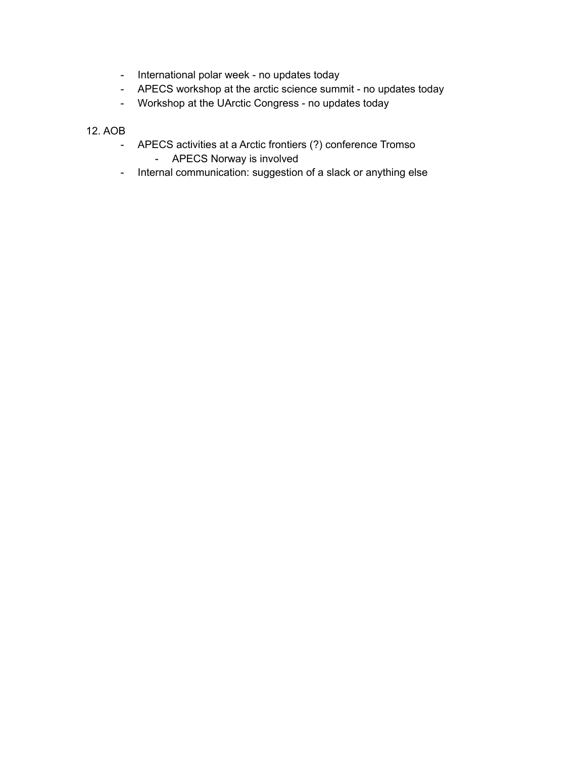- International polar week - no updates today
- APECS workshop at the arctic science summit - no updates today
- Workshop at the UArctic Congress - no updates today

12. AOB
- APECS activities at a Arctic frontiers (?) conference Tromso
    - APECS Norway is involved
- Internal communication: suggestion of a slack or anything else